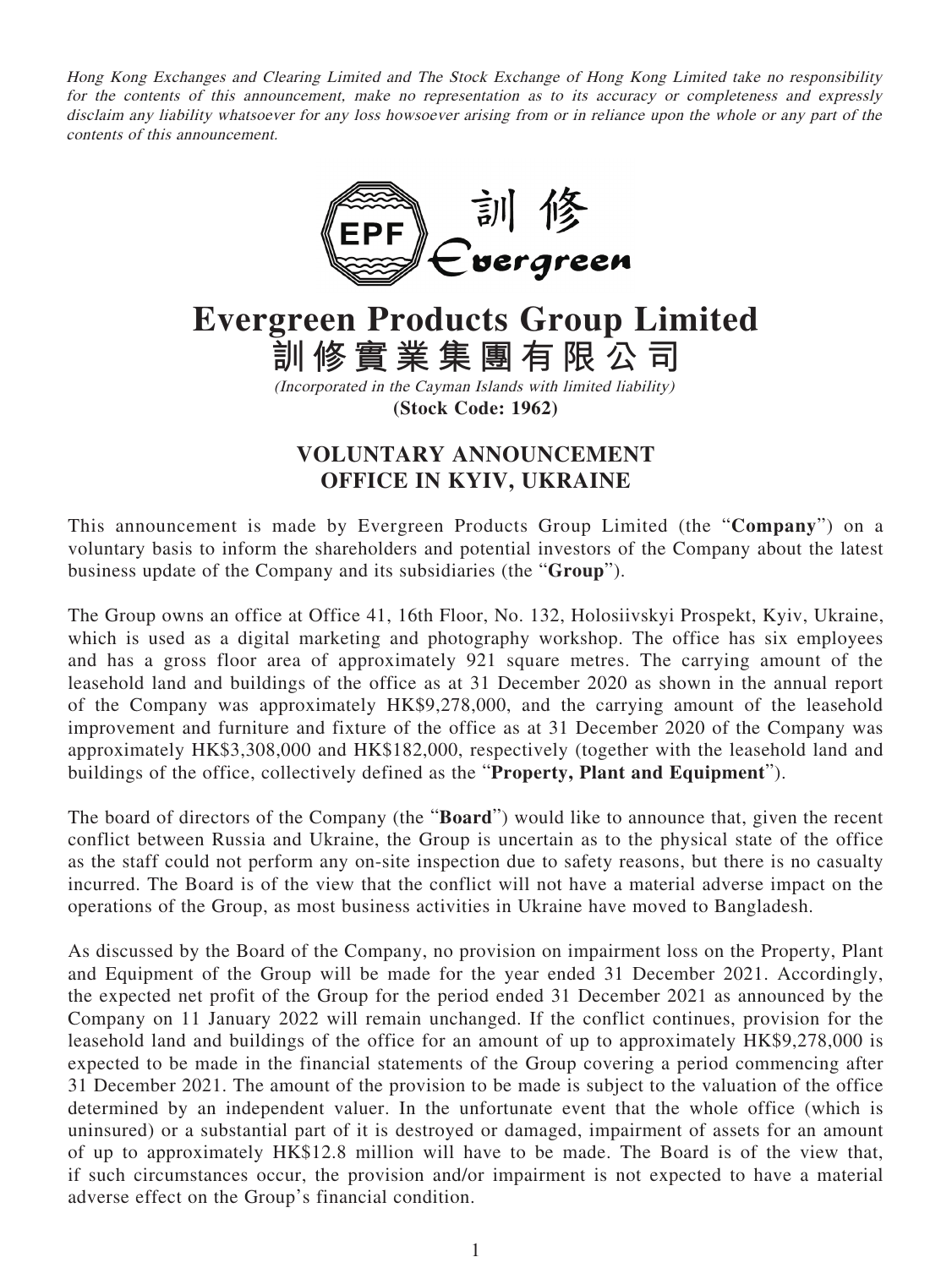*Hong Kong Exchanges and Clearing Limited and The Stock Exchange of Hong Kong Limited take no responsibility for the contents of this announcement, make no representation as to its accuracy or completeness and expressly disclaim any liability whatsoever for any loss howsoever arising from or in reliance upon the whole or any part of the contents of this announcement.*

# Evergreen Products Group Limited
# 訓修實業集團有限公司

*(Incorporated in the Cayman Islands with limited liability)*

**(Stock Code: 1962)**

## VOLUNTARY ANNOUNCEMENT
## OFFICE IN KYIV, UKRAINE

This announcement is made by Evergreen Products Group Limited (the "**Company**") on a voluntary basis to inform the shareholders and potential investors of the Company about the latest business update of the Company and its subsidiaries (the "**Group**").

The Group owns an office at Office 41, 16th Floor, No. 132, Holosiivskyi Prospekt, Kyiv, Ukraine, which is used as a digital marketing and photography workshop. The office has six employees and has a gross floor area of approximately 921 square metres. The carrying amount of the leasehold land and buildings of the office as at 31 December 2020 as shown in the annual report of the Company was approximately HK$9,278,000, and the carrying amount of the leasehold improvement and furniture and fixture of the office as at 31 December 2020 of the Company was approximately HK$3,308,000 and HK$182,000, respectively (together with the leasehold land and buildings of the office, collectively defined as the "**Property, Plant and Equipment**").

The board of directors of the Company (the "**Board**") would like to announce that, given the recent conflict between Russia and Ukraine, the Group is uncertain as to the physical state of the office as the staff could not perform any on-site inspection due to safety reasons, but there is no casualty incurred. The Board is of the view that the conflict will not have a material adverse impact on the operations of the Group, as most business activities in Ukraine have moved to Bangladesh.

As discussed by the Board of the Company, no provision on impairment loss on the Property, Plant and Equipment of the Group will be made for the year ended 31 December 2021. Accordingly, the expected net profit of the Group for the period ended 31 December 2021 as announced by the Company on 11 January 2022 will remain unchanged. If the conflict continues, provision for the leasehold land and buildings of the office for an amount of up to approximately HK$9,278,000 is expected to be made in the financial statements of the Group covering a period commencing after 31 December 2021. The amount of the provision to be made is subject to the valuation of the office determined by an independent valuer. In the unfortunate event that the whole office (which is uninsured) or a substantial part of it is destroyed or damaged, impairment of assets for an amount of up to approximately HK$12.8 million will have to be made. The Board is of the view that, if such circumstances occur, the provision and/or impairment is not expected to have a material adverse effect on the Group's financial condition.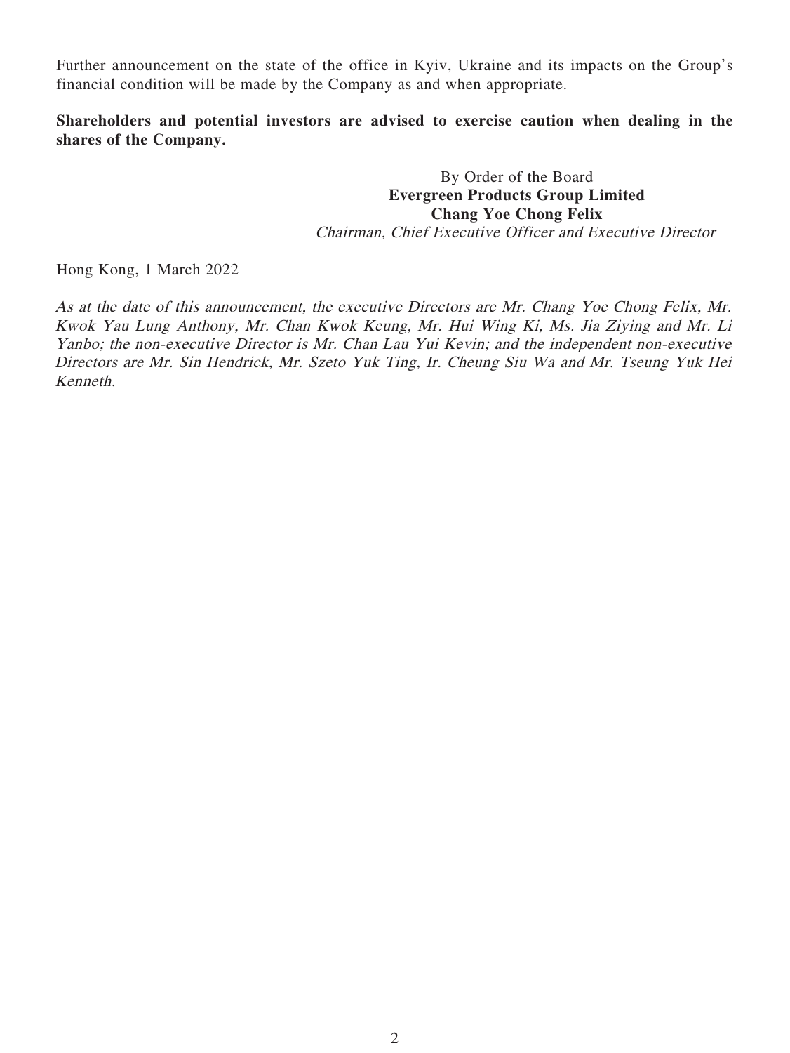Further announcement on the state of the office in Kyiv, Ukraine and its impacts on the Group's financial condition will be made by the Company as and when appropriate.

**Shareholders and potential investors are advised to exercise caution when dealing in the shares of the Company.**

By Order of the Board
**Evergreen Products Group Limited**
**Chang Yoe Chong Felix**
*Chairman, Chief Executive Officer and Executive Director*

Hong Kong, 1 March 2022

*As at the date of this announcement, the executive Directors are Mr. Chang Yoe Chong Felix, Mr. Kwok Yau Lung Anthony, Mr. Chan Kwok Keung, Mr. Hui Wing Ki, Ms. Jia Ziying and Mr. Li Yanbo; the non-executive Director is Mr. Chan Lau Yui Kevin; and the independent non-executive Directors are Mr. Sin Hendrick, Mr. Szeto Yuk Ting, Ir. Cheung Siu Wa and Mr. Tseung Yuk Hei Kenneth.*